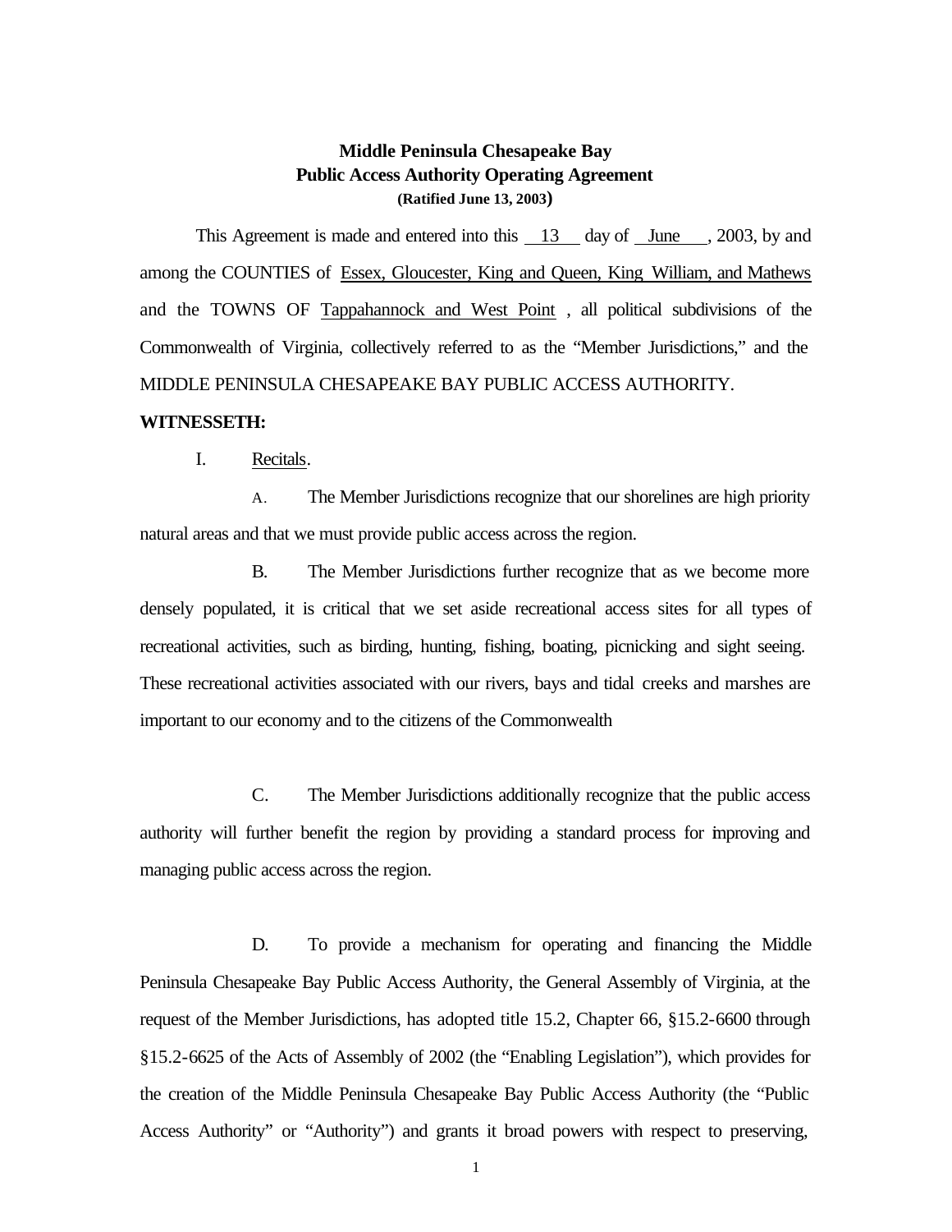**Middle Peninsula Chesapeake Bay**
**Public Access Authority Operating Agreement**
**(Ratified June 13, 2003)**

This Agreement is made and entered into this 13 day of June, 2003, by and among the COUNTIES of Essex, Gloucester, King and Queen, King William, and Mathews and the TOWNS OF Tappahannock and West Point, all political subdivisions of the Commonwealth of Virginia, collectively referred to as the "Member Jurisdictions," and the MIDDLE PENINSULA CHESAPEAKE BAY PUBLIC ACCESS AUTHORITY.

**WITNESSETH:**

I. Recitals.

A. The Member Jurisdictions recognize that our shorelines are high priority natural areas and that we must provide public access across the region.

B. The Member Jurisdictions further recognize that as we become more densely populated, it is critical that we set aside recreational access sites for all types of recreational activities, such as birding, hunting, fishing, boating, picnicking and sight seeing. These recreational activities associated with our rivers, bays and tidal creeks and marshes are important to our economy and to the citizens of the Commonwealth

C. The Member Jurisdictions additionally recognize that the public access authority will further benefit the region by providing a standard process for improving and managing public access across the region.

D. To provide a mechanism for operating and financing the Middle Peninsula Chesapeake Bay Public Access Authority, the General Assembly of Virginia, at the request of the Member Jurisdictions, has adopted title 15.2, Chapter 66, §15.2-6600 through §15.2-6625 of the Acts of Assembly of 2002 (the "Enabling Legislation"), which provides for the creation of the Middle Peninsula Chesapeake Bay Public Access Authority (the "Public Access Authority" or "Authority") and grants it broad powers with respect to preserving,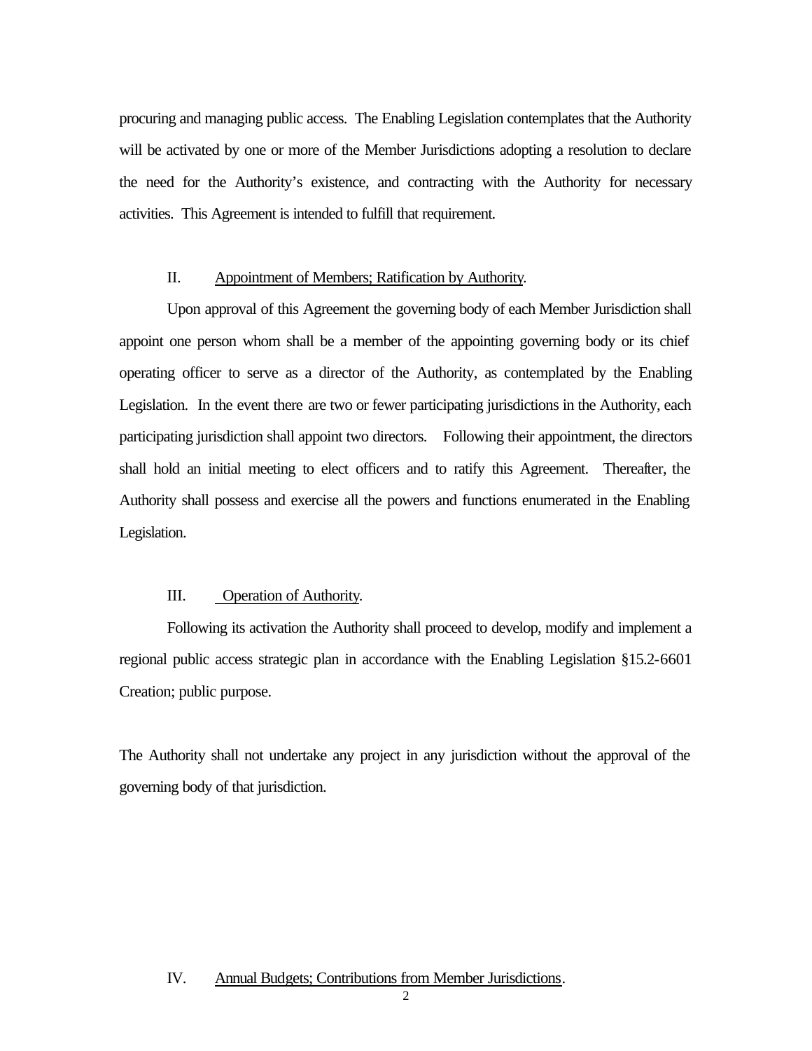procuring and managing public access. The Enabling Legislation contemplates that the Authority will be activated by one or more of the Member Jurisdictions adopting a resolution to declare the need for the Authority's existence, and contracting with the Authority for necessary activities. This Agreement is intended to fulfill that requirement.

II. Appointment of Members; Ratification by Authority.

Upon approval of this Agreement the governing body of each Member Jurisdiction shall appoint one person whom shall be a member of the appointing governing body or its chief operating officer to serve as a director of the Authority, as contemplated by the Enabling Legislation. In the event there are two or fewer participating jurisdictions in the Authority, each participating jurisdiction shall appoint two directors. Following their appointment, the directors shall hold an initial meeting to elect officers and to ratify this Agreement. Thereafter, the Authority shall possess and exercise all the powers and functions enumerated in the Enabling Legislation.

III. Operation of Authority.

Following its activation the Authority shall proceed to develop, modify and implement a regional public access strategic plan in accordance with the Enabling Legislation §15.2-6601 Creation; public purpose.

The Authority shall not undertake any project in any jurisdiction without the approval of the governing body of that jurisdiction.

IV. Annual Budgets; Contributions from Member Jurisdictions.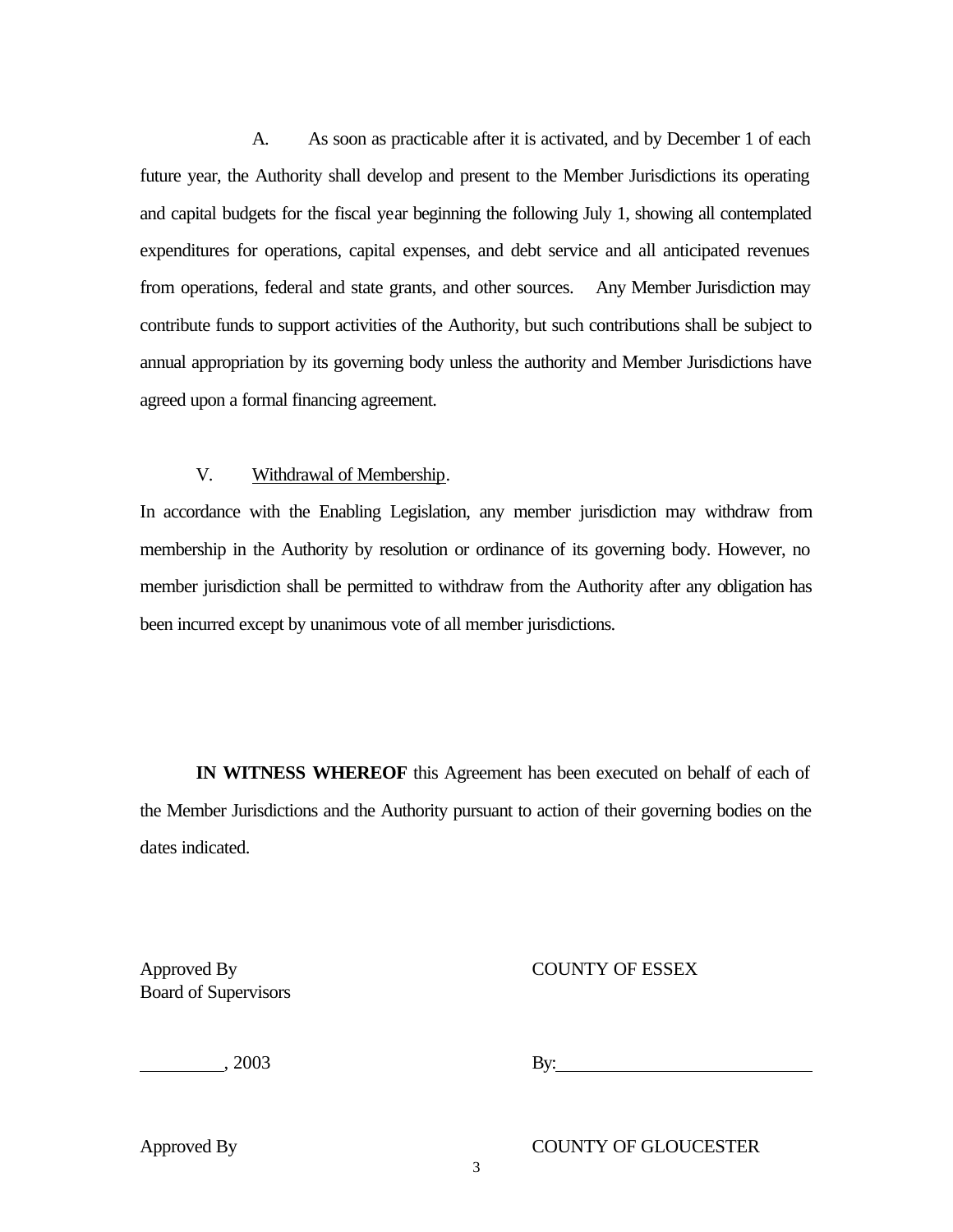A. As soon as practicable after it is activated, and by December 1 of each future year, the Authority shall develop and present to the Member Jurisdictions its operating and capital budgets for the fiscal year beginning the following July 1, showing all contemplated expenditures for operations, capital expenses, and debt service and all anticipated revenues from operations, federal and state grants, and other sources. Any Member Jurisdiction may contribute funds to support activities of the Authority, but such contributions shall be subject to annual appropriation by its governing body unless the authority and Member Jurisdictions have agreed upon a formal financing agreement.

V. Withdrawal of Membership.

In accordance with the Enabling Legislation, any member jurisdiction may withdraw from membership in the Authority by resolution or ordinance of its governing body. However, no member jurisdiction shall be permitted to withdraw from the Authority after any obligation has been incurred except by unanimous vote of all member jurisdictions.

**IN WITNESS WHEREOF** this Agreement has been executed on behalf of each of the Member Jurisdictions and the Authority pursuant to action of their governing bodies on the dates indicated.

Approved By
Board of Supervisors

COUNTY OF ESSEX

_________, 2003

By:___________________________

Approved By

COUNTY OF GLOUCESTER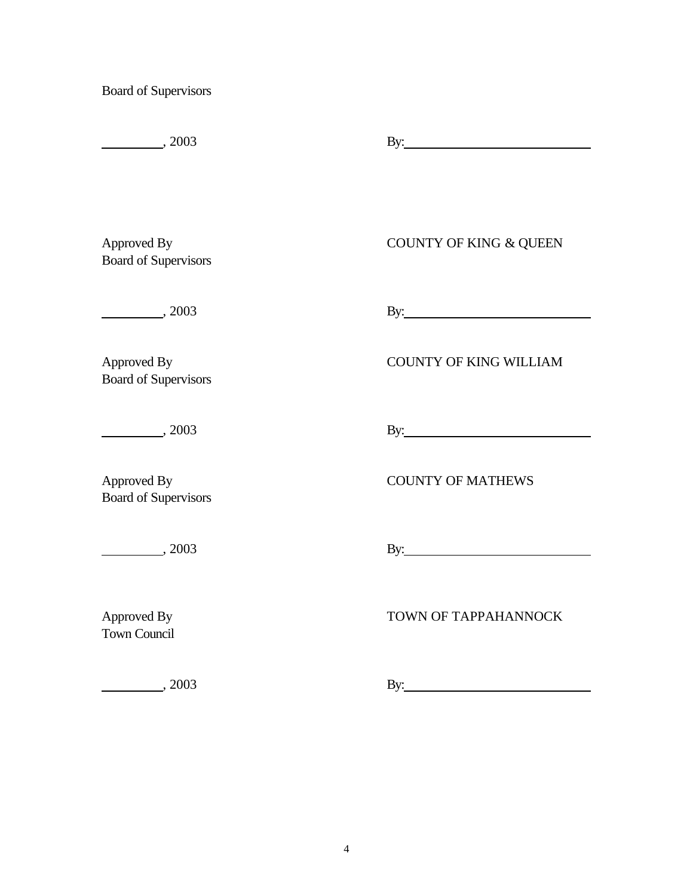Board of Supervisors

\_\_\_\_\_\_\_\_\_, 2003 By:\_\_\_\_\_\_\_\_\_\_\_\_\_\_\_\_\_\_\_\_\_\_\_\_\_\_\_\_

Approved By
Board of Supervisors

COUNTY OF KING & QUEEN

\_\_\_\_\_\_\_\_\_, 2003 By:\_\_\_\_\_\_\_\_\_\_\_\_\_\_\_\_\_\_\_\_\_\_\_\_\_\_\_\_

Approved By
Board of Supervisors

COUNTY OF KING WILLIAM

\_\_\_\_\_\_\_\_\_, 2003 By:\_\_\_\_\_\_\_\_\_\_\_\_\_\_\_\_\_\_\_\_\_\_\_\_\_\_\_\_

Approved By
Board of Supervisors

COUNTY OF MATHEWS

\_\_\_\_\_\_\_\_\_, 2003 By:\_\_\_\_\_\_\_\_\_\_\_\_\_\_\_\_\_\_\_\_\_\_\_\_\_\_\_\_

Approved By
Town Council

TOWN OF TAPPAHANNOCK

\_\_\_\_\_\_\_\_\_, 2003 By:\_\_\_\_\_\_\_\_\_\_\_\_\_\_\_\_\_\_\_\_\_\_\_\_\_\_\_\_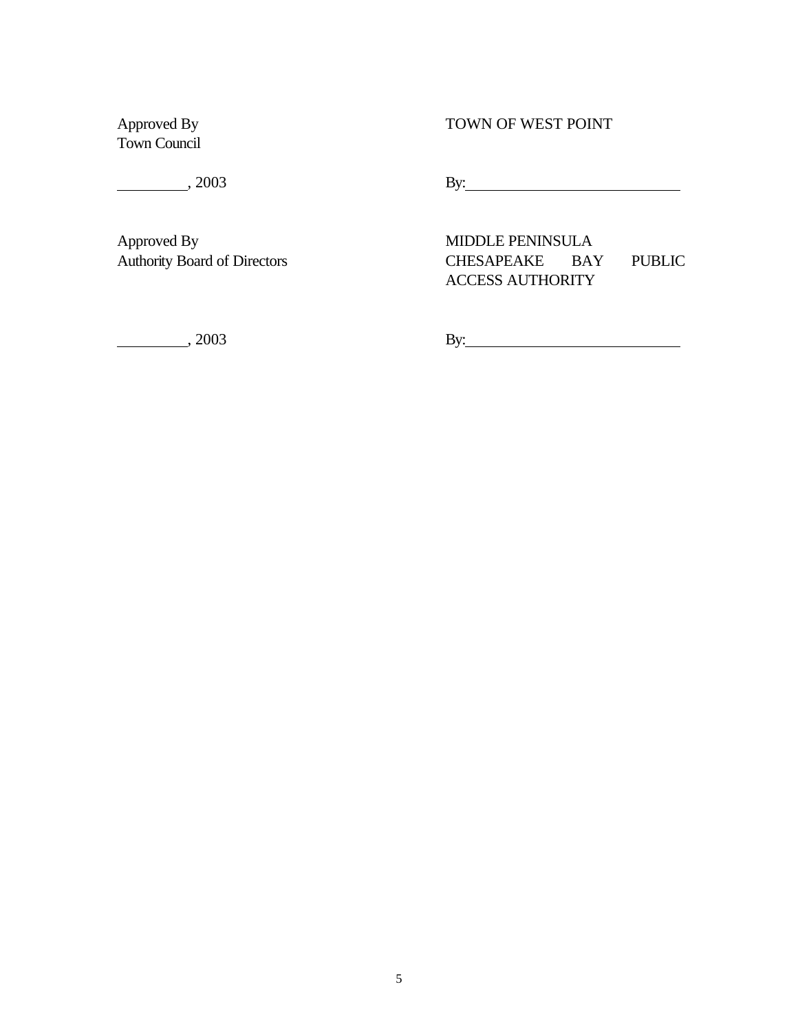| | |
|---|---|
| Approved By<br>Town Council | TOWN OF WEST POINT |
| \_\_\_\_\_\_\_\_\_\_, 2003 | By:\_\_\_\_\_\_\_\_\_\_\_\_\_\_\_\_\_\_\_\_\_\_\_\_\_\_\_\_ |
| Approved By<br>Authority Board of Directors | MIDDLE PENINSULA CHESAPEAKE BAY PUBLIC ACCESS AUTHORITY |
| \_\_\_\_\_\_\_\_\_\_, 2003 | By:\_\_\_\_\_\_\_\_\_\_\_\_\_\_\_\_\_\_\_\_\_\_\_\_\_\_\_\_ |